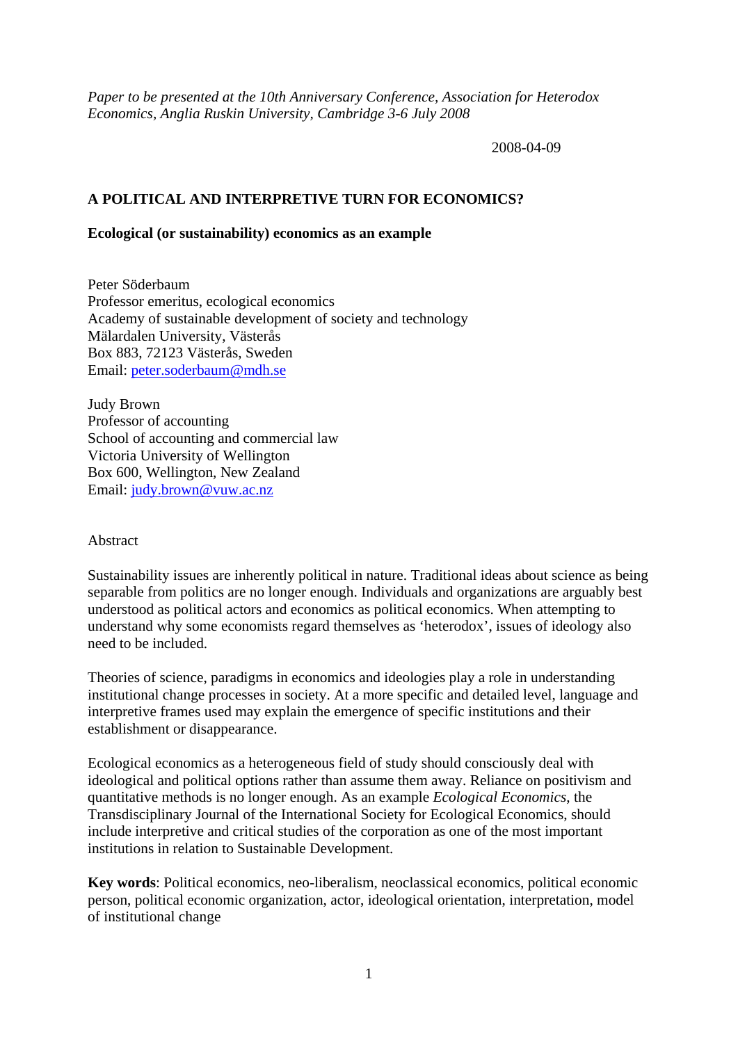*Paper to be presented at the 10th Anniversary Conference, Association for Heterodox Economics, Anglia Ruskin University, Cambridge 3-6 July 2008*

2008-04-09

# A POLITICAL AND INTERPRETIVE TURN FOR ECONOMICS?

## Ecological (or sustainability) economics as an example

Peter Söderbaum
Professor emeritus, ecological economics
Academy of sustainable development of society and technology
Mälardalen University, Västerås
Box 883, 72123 Västerås, Sweden
Email: peter.soderbaum@mdh.se

Judy Brown
Professor of accounting
School of accounting and commercial law
Victoria University of Wellington
Box 600, Wellington, New Zealand
Email: judy.brown@vuw.ac.nz

Abstract

Sustainability issues are inherently political in nature. Traditional ideas about science as being separable from politics are no longer enough. Individuals and organizations are arguably best understood as political actors and economics as political economics. When attempting to understand why some economists regard themselves as 'heterodox', issues of ideology also need to be included.

Theories of science, paradigms in economics and ideologies play a role in understanding institutional change processes in society. At a more specific and detailed level, language and interpretive frames used may explain the emergence of specific institutions and their establishment or disappearance.

Ecological economics as a heterogeneous field of study should consciously deal with ideological and political options rather than assume them away. Reliance on positivism and quantitative methods is no longer enough. As an example *Ecological Economics*, the Transdisciplinary Journal of the International Society for Ecological Economics, should include interpretive and critical studies of the corporation as one of the most important institutions in relation to Sustainable Development.

**Key words**: Political economics, neo-liberalism, neoclassical economics, political economic person, political economic organization, actor, ideological orientation, interpretation, model of institutional change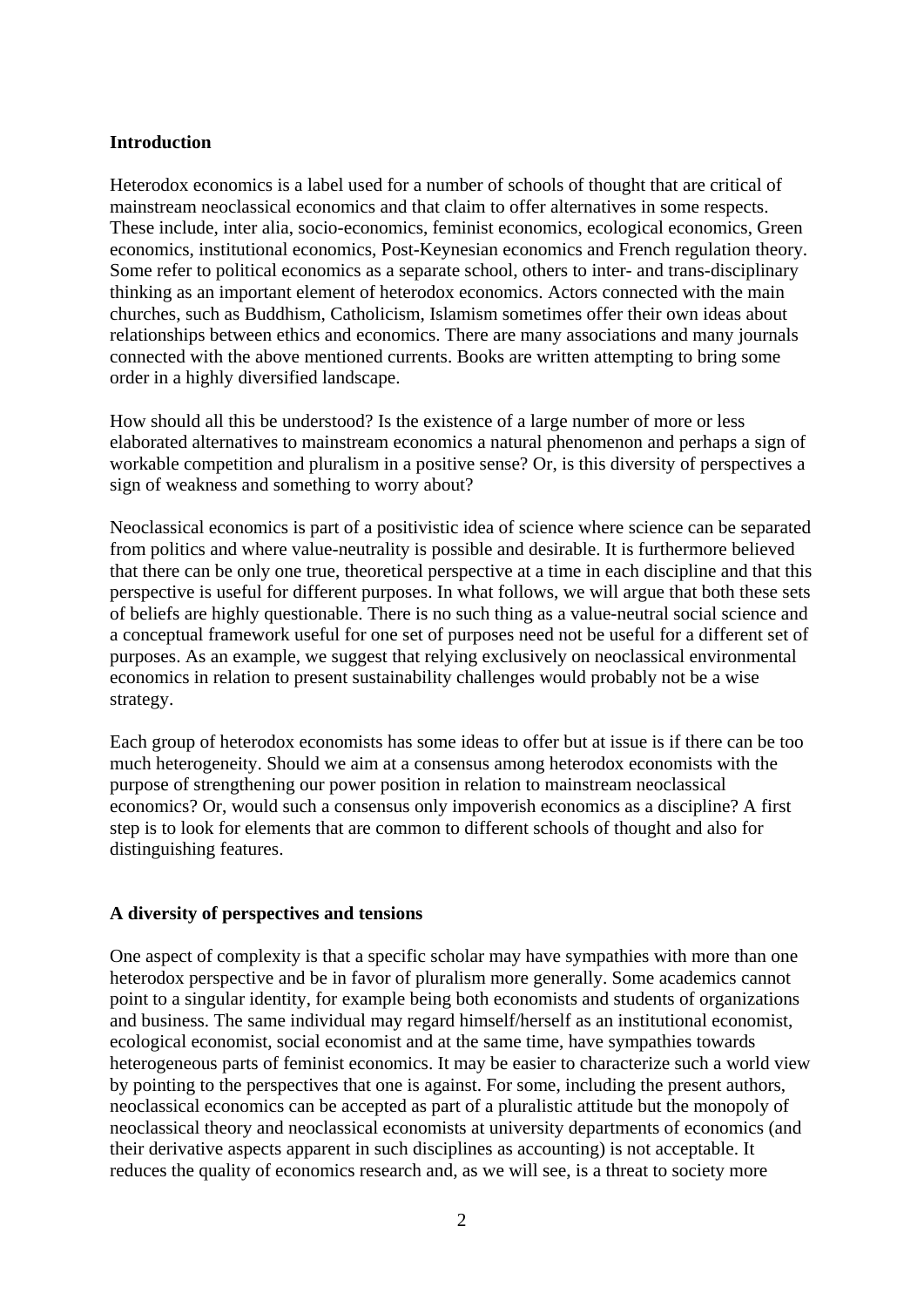## Introduction

Heterodox economics is a label used for a number of schools of thought that are critical of mainstream neoclassical economics and that claim to offer alternatives in some respects. These include, inter alia, socio-economics, feminist economics, ecological economics, Green economics, institutional economics, Post-Keynesian economics and French regulation theory. Some refer to political economics as a separate school, others to inter- and trans-disciplinary thinking as an important element of heterodox economics. Actors connected with the main churches, such as Buddhism, Catholicism, Islamism sometimes offer their own ideas about relationships between ethics and economics. There are many associations and many journals connected with the above mentioned currents. Books are written attempting to bring some order in a highly diversified landscape.

How should all this be understood? Is the existence of a large number of more or less elaborated alternatives to mainstream economics a natural phenomenon and perhaps a sign of workable competition and pluralism in a positive sense? Or, is this diversity of perspectives a sign of weakness and something to worry about?

Neoclassical economics is part of a positivistic idea of science where science can be separated from politics and where value-neutrality is possible and desirable. It is furthermore believed that there can be only one true, theoretical perspective at a time in each discipline and that this perspective is useful for different purposes. In what follows, we will argue that both these sets of beliefs are highly questionable. There is no such thing as a value-neutral social science and a conceptual framework useful for one set of purposes need not be useful for a different set of purposes. As an example, we suggest that relying exclusively on neoclassical environmental economics in relation to present sustainability challenges would probably not be a wise strategy.

Each group of heterodox economists has some ideas to offer but at issue is if there can be too much heterogeneity. Should we aim at a consensus among heterodox economists with the purpose of strengthening our power position in relation to mainstream neoclassical economics? Or, would such a consensus only impoverish economics as a discipline? A first step is to look for elements that are common to different schools of thought and also for distinguishing features.

## A diversity of perspectives and tensions

One aspect of complexity is that a specific scholar may have sympathies with more than one heterodox perspective and be in favor of pluralism more generally. Some academics cannot point to a singular identity, for example being both economists and students of organizations and business. The same individual may regard himself/herself as an institutional economist, ecological economist, social economist and at the same time, have sympathies towards heterogeneous parts of feminist economics. It may be easier to characterize such a world view by pointing to the perspectives that one is against. For some, including the present authors, neoclassical economics can be accepted as part of a pluralistic attitude but the monopoly of neoclassical theory and neoclassical economists at university departments of economics (and their derivative aspects apparent in such disciplines as accounting) is not acceptable. It reduces the quality of economics research and, as we will see, is a threat to society more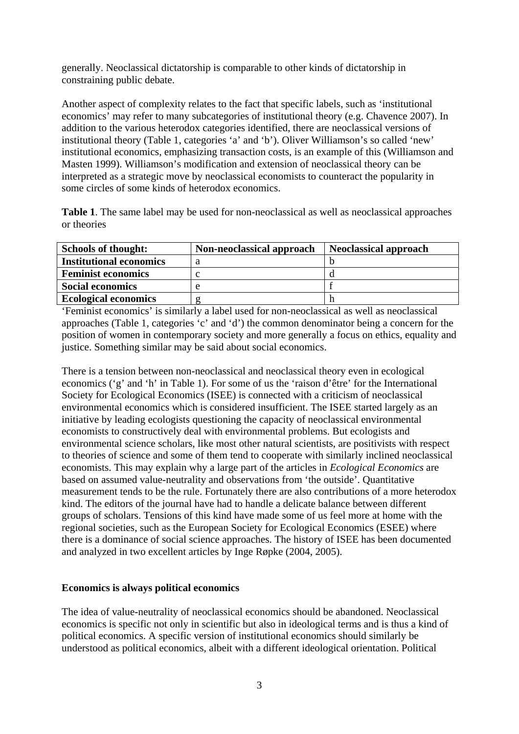generally. Neoclassical dictatorship is comparable to other kinds of dictatorship in constraining public debate.

Another aspect of complexity relates to the fact that specific labels, such as 'institutional economics' may refer to many subcategories of institutional theory (e.g. Chavence 2007). In addition to the various heterodox categories identified, there are neoclassical versions of institutional theory (Table 1, categories 'a' and 'b'). Oliver Williamson's so called 'new' institutional economics, emphasizing transaction costs, is an example of this (Williamson and Masten 1999). Williamson's modification and extension of neoclassical theory can be interpreted as a strategic move by neoclassical economists to counteract the popularity in some circles of some kinds of heterodox economics.

**Table 1**. The same label may be used for non-neoclassical as well as neoclassical approaches or theories

| **Schools of thought:** | **Non-neoclassical approach** | **Neoclassical approach** |
|---|---|---|
| **Institutional economics** | a | b |
| **Feminist economics** | c | d |
| **Social economics** | e | f |
| **Ecological economics** | g | h |

'Feminist economics' is similarly a label used for non-neoclassical as well as neoclassical approaches (Table 1, categories 'c' and 'd') the common denominator being a concern for the position of women in contemporary society and more generally a focus on ethics, equality and justice. Something similar may be said about social economics.

There is a tension between non-neoclassical and neoclassical theory even in ecological economics ('g' and 'h' in Table 1). For some of us the 'raison d'être' for the International Society for Ecological Economics (ISEE) is connected with a criticism of neoclassical environmental economics which is considered insufficient. The ISEE started largely as an initiative by leading ecologists questioning the capacity of neoclassical environmental economists to constructively deal with environmental problems. But ecologists and environmental science scholars, like most other natural scientists, are positivists with respect to theories of science and some of them tend to cooperate with similarly inclined neoclassical economists. This may explain why a large part of the articles in *Ecological Economics* are based on assumed value-neutrality and observations from 'the outside'. Quantitative measurement tends to be the rule. Fortunately there are also contributions of a more heterodox kind. The editors of the journal have had to handle a delicate balance between different groups of scholars. Tensions of this kind have made some of us feel more at home with the regional societies, such as the European Society for Ecological Economics (ESEE) where there is a dominance of social science approaches. The history of ISEE has been documented and analyzed in two excellent articles by Inge Røpke (2004, 2005).

## Economics is always political economics

The idea of value-neutrality of neoclassical economics should be abandoned. Neoclassical economics is specific not only in scientific but also in ideological terms and is thus a kind of political economics. A specific version of institutional economics should similarly be understood as political economics, albeit with a different ideological orientation. Political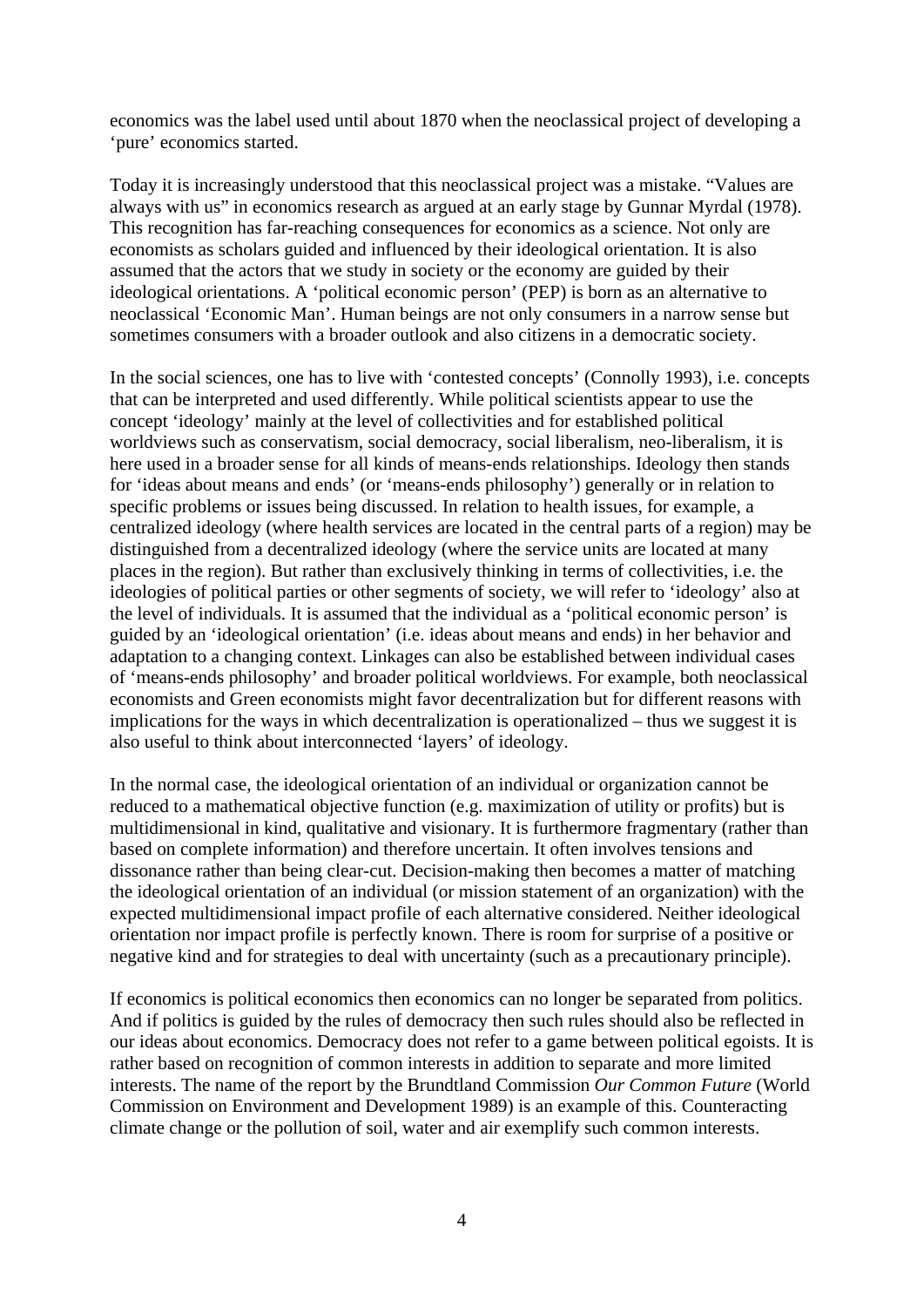economics was the label used until about 1870 when the neoclassical project of developing a 'pure' economics started.

Today it is increasingly understood that this neoclassical project was a mistake. "Values are always with us" in economics research as argued at an early stage by Gunnar Myrdal (1978). This recognition has far-reaching consequences for economics as a science. Not only are economists as scholars guided and influenced by their ideological orientation. It is also assumed that the actors that we study in society or the economy are guided by their ideological orientations. A 'political economic person' (PEP) is born as an alternative to neoclassical 'Economic Man'. Human beings are not only consumers in a narrow sense but sometimes consumers with a broader outlook and also citizens in a democratic society.

In the social sciences, one has to live with 'contested concepts' (Connolly 1993), i.e. concepts that can be interpreted and used differently. While political scientists appear to use the concept 'ideology' mainly at the level of collectivities and for established political worldviews such as conservatism, social democracy, social liberalism, neo-liberalism, it is here used in a broader sense for all kinds of means-ends relationships. Ideology then stands for 'ideas about means and ends' (or 'means-ends philosophy') generally or in relation to specific problems or issues being discussed. In relation to health issues, for example, a centralized ideology (where health services are located in the central parts of a region) may be distinguished from a decentralized ideology (where the service units are located at many places in the region). But rather than exclusively thinking in terms of collectivities, i.e. the ideologies of political parties or other segments of society, we will refer to 'ideology' also at the level of individuals. It is assumed that the individual as a 'political economic person' is guided by an 'ideological orientation' (i.e. ideas about means and ends) in her behavior and adaptation to a changing context. Linkages can also be established between individual cases of 'means-ends philosophy' and broader political worldviews. For example, both neoclassical economists and Green economists might favor decentralization but for different reasons with implications for the ways in which decentralization is operationalized – thus we suggest it is also useful to think about interconnected 'layers' of ideology.

In the normal case, the ideological orientation of an individual or organization cannot be reduced to a mathematical objective function (e.g. maximization of utility or profits) but is multidimensional in kind, qualitative and visionary. It is furthermore fragmentary (rather than based on complete information) and therefore uncertain. It often involves tensions and dissonance rather than being clear-cut. Decision-making then becomes a matter of matching the ideological orientation of an individual (or mission statement of an organization) with the expected multidimensional impact profile of each alternative considered. Neither ideological orientation nor impact profile is perfectly known. There is room for surprise of a positive or negative kind and for strategies to deal with uncertainty (such as a precautionary principle).

If economics is political economics then economics can no longer be separated from politics. And if politics is guided by the rules of democracy then such rules should also be reflected in our ideas about economics. Democracy does not refer to a game between political egoists. It is rather based on recognition of common interests in addition to separate and more limited interests. The name of the report by the Brundtland Commission *Our Common Future* (World Commission on Environment and Development 1989) is an example of this. Counteracting climate change or the pollution of soil, water and air exemplify such common interests.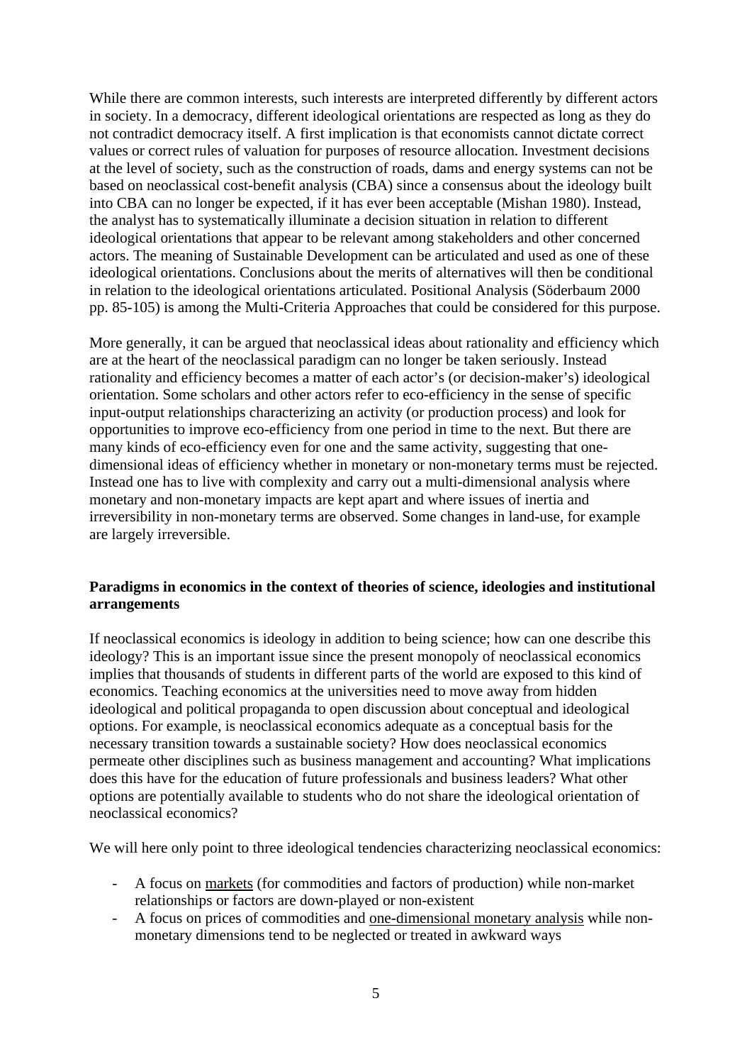While there are common interests, such interests are interpreted differently by different actors in society. In a democracy, different ideological orientations are respected as long as they do not contradict democracy itself. A first implication is that economists cannot dictate correct values or correct rules of valuation for purposes of resource allocation. Investment decisions at the level of society, such as the construction of roads, dams and energy systems can not be based on neoclassical cost-benefit analysis (CBA) since a consensus about the ideology built into CBA can no longer be expected, if it has ever been acceptable (Mishan 1980). Instead, the analyst has to systematically illuminate a decision situation in relation to different ideological orientations that appear to be relevant among stakeholders and other concerned actors. The meaning of Sustainable Development can be articulated and used as one of these ideological orientations. Conclusions about the merits of alternatives will then be conditional in relation to the ideological orientations articulated. Positional Analysis (Söderbaum 2000 pp. 85-105) is among the Multi-Criteria Approaches that could be considered for this purpose.

More generally, it can be argued that neoclassical ideas about rationality and efficiency which are at the heart of the neoclassical paradigm can no longer be taken seriously. Instead rationality and efficiency becomes a matter of each actor's (or decision-maker's) ideological orientation. Some scholars and other actors refer to eco-efficiency in the sense of specific input-output relationships characterizing an activity (or production process) and look for opportunities to improve eco-efficiency from one period in time to the next. But there are many kinds of eco-efficiency even for one and the same activity, suggesting that one-dimensional ideas of efficiency whether in monetary or non-monetary terms must be rejected. Instead one has to live with complexity and carry out a multi-dimensional analysis where monetary and non-monetary impacts are kept apart and where issues of inertia and irreversibility in non-monetary terms are observed. Some changes in land-use, for example are largely irreversible.

**Paradigms in economics in the context of theories of science, ideologies and institutional arrangements**

If neoclassical economics is ideology in addition to being science; how can one describe this ideology? This is an important issue since the present monopoly of neoclassical economics implies that thousands of students in different parts of the world are exposed to this kind of economics. Teaching economics at the universities need to move away from hidden ideological and political propaganda to open discussion about conceptual and ideological options. For example, is neoclassical economics adequate as a conceptual basis for the necessary transition towards a sustainable society? How does neoclassical economics permeate other disciplines such as business management and accounting? What implications does this have for the education of future professionals and business leaders? What other options are potentially available to students who do not share the ideological orientation of neoclassical economics?

We will here only point to three ideological tendencies characterizing neoclassical economics:

- A focus on <u>markets</u> (for commodities and factors of production) while non-market relationships or factors are down-played or non-existent
- A focus on prices of commodities and <u>one-dimensional monetary analysis</u> while non-monetary dimensions tend to be neglected or treated in awkward ways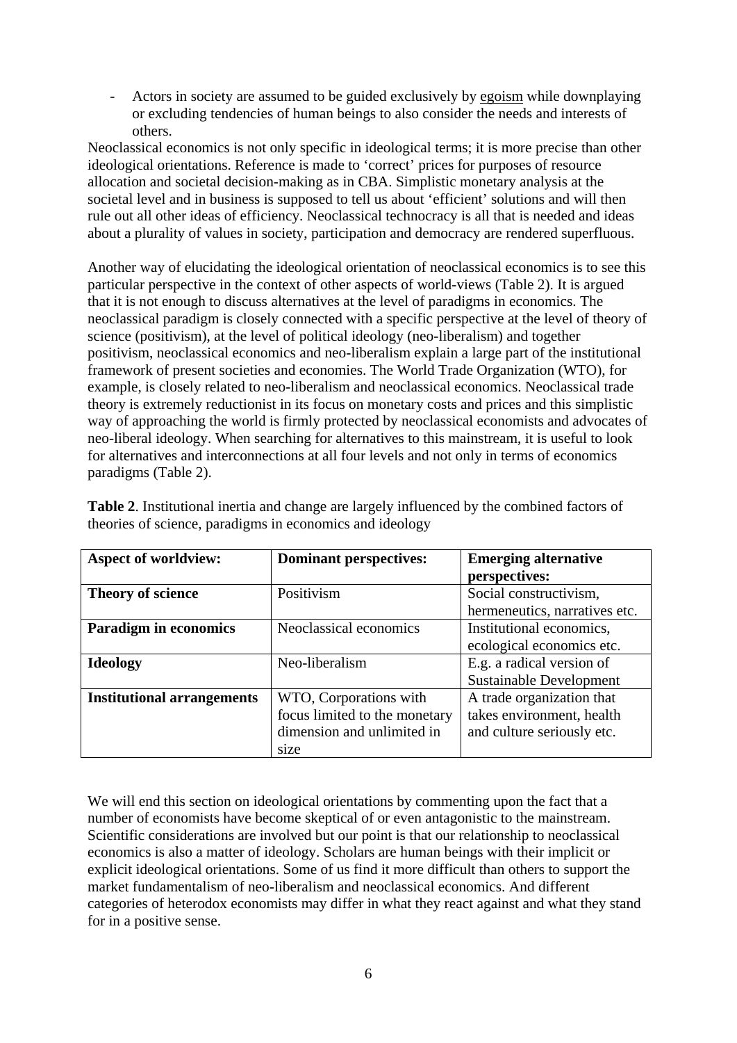- Actors in society are assumed to be guided exclusively by egoism while downplaying or excluding tendencies of human beings to also consider the needs and interests of others.

Neoclassical economics is not only specific in ideological terms; it is more precise than other ideological orientations. Reference is made to 'correct' prices for purposes of resource allocation and societal decision-making as in CBA. Simplistic monetary analysis at the societal level and in business is supposed to tell us about 'efficient' solutions and will then rule out all other ideas of efficiency. Neoclassical technocracy is all that is needed and ideas about a plurality of values in society, participation and democracy are rendered superfluous.

Another way of elucidating the ideological orientation of neoclassical economics is to see this particular perspective in the context of other aspects of world-views (Table 2). It is argued that it is not enough to discuss alternatives at the level of paradigms in economics. The neoclassical paradigm is closely connected with a specific perspective at the level of theory of science (positivism), at the level of political ideology (neo-liberalism) and together positivism, neoclassical economics and neo-liberalism explain a large part of the institutional framework of present societies and economies. The World Trade Organization (WTO), for example, is closely related to neo-liberalism and neoclassical economics. Neoclassical trade theory is extremely reductionist in its focus on monetary costs and prices and this simplistic way of approaching the world is firmly protected by neoclassical economists and advocates of neo-liberal ideology. When searching for alternatives to this mainstream, it is useful to look for alternatives and interconnections at all four levels and not only in terms of economics paradigms (Table 2).

**Table 2**. Institutional inertia and change are largely influenced by the combined factors of theories of science, paradigms in economics and ideology

| Aspect of worldview: | Dominant perspectives: | Emerging alternative perspectives: |
|---|---|---|
| **Theory of science** | Positivism | Social constructivism, hermeneutics, narratives etc. |
| **Paradigm in economics** | Neoclassical economics | Institutional economics, ecological economics etc. |
| **Ideology** | Neo-liberalism | E.g. a radical version of Sustainable Development |
| **Institutional arrangements** | WTO, Corporations with focus limited to the monetary dimension and unlimited in size | A trade organization that takes environment, health and culture seriously etc. |

We will end this section on ideological orientations by commenting upon the fact that a number of economists have become skeptical of or even antagonistic to the mainstream. Scientific considerations are involved but our point is that our relationship to neoclassical economics is also a matter of ideology. Scholars are human beings with their implicit or explicit ideological orientations. Some of us find it more difficult than others to support the market fundamentalism of neo-liberalism and neoclassical economics. And different categories of heterodox economists may differ in what they react against and what they stand for in a positive sense.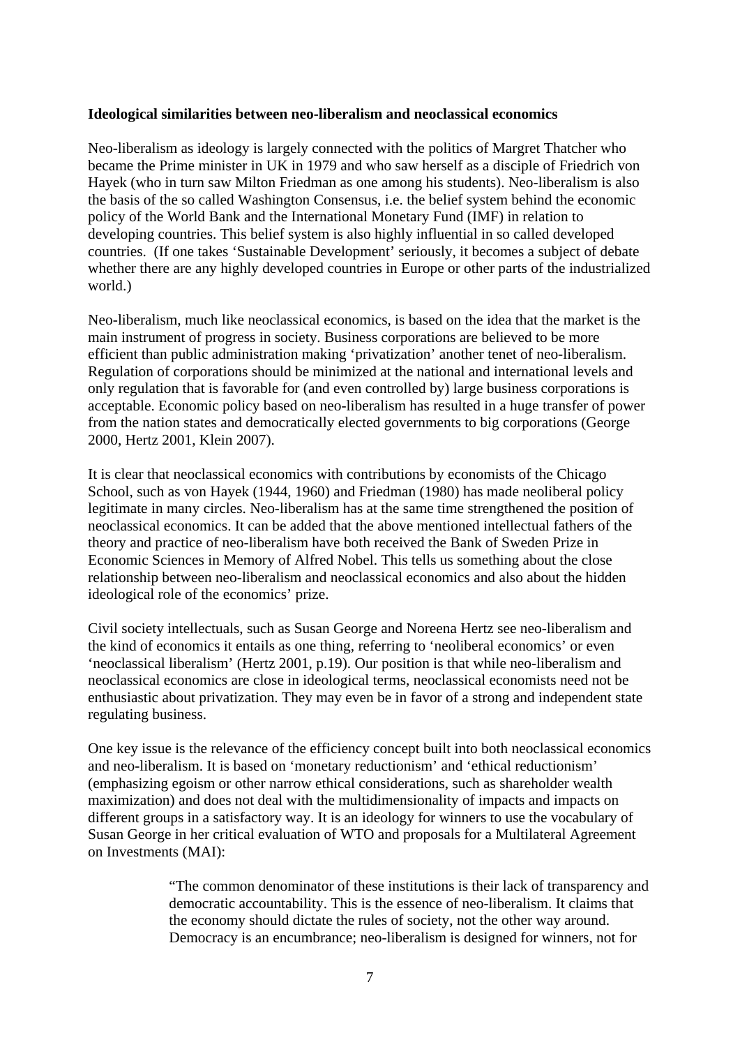**Ideological similarities between neo-liberalism and neoclassical economics**

Neo-liberalism as ideology is largely connected with the politics of Margret Thatcher who became the Prime minister in UK in 1979 and who saw herself as a disciple of Friedrich von Hayek (who in turn saw Milton Friedman as one among his students). Neo-liberalism is also the basis of the so called Washington Consensus, i.e. the belief system behind the economic policy of the World Bank and the International Monetary Fund (IMF) in relation to developing countries. This belief system is also highly influential in so called developed countries. (If one takes 'Sustainable Development' seriously, it becomes a subject of debate whether there are any highly developed countries in Europe or other parts of the industrialized world.)

Neo-liberalism, much like neoclassical economics, is based on the idea that the market is the main instrument of progress in society. Business corporations are believed to be more efficient than public administration making 'privatization' another tenet of neo-liberalism. Regulation of corporations should be minimized at the national and international levels and only regulation that is favorable for (and even controlled by) large business corporations is acceptable. Economic policy based on neo-liberalism has resulted in a huge transfer of power from the nation states and democratically elected governments to big corporations (George 2000, Hertz 2001, Klein 2007).

It is clear that neoclassical economics with contributions by economists of the Chicago School, such as von Hayek (1944, 1960) and Friedman (1980) has made neoliberal policy legitimate in many circles. Neo-liberalism has at the same time strengthened the position of neoclassical economics. It can be added that the above mentioned intellectual fathers of the theory and practice of neo-liberalism have both received the Bank of Sweden Prize in Economic Sciences in Memory of Alfred Nobel. This tells us something about the close relationship between neo-liberalism and neoclassical economics and also about the hidden ideological role of the economics' prize.

Civil society intellectuals, such as Susan George and Noreena Hertz see neo-liberalism and the kind of economics it entails as one thing, referring to 'neoliberal economics' or even 'neoclassical liberalism' (Hertz 2001, p.19). Our position is that while neo-liberalism and neoclassical economics are close in ideological terms, neoclassical economists need not be enthusiastic about privatization. They may even be in favor of a strong and independent state regulating business.

One key issue is the relevance of the efficiency concept built into both neoclassical economics and neo-liberalism. It is based on 'monetary reductionism' and 'ethical reductionism' (emphasizing egoism or other narrow ethical considerations, such as shareholder wealth maximization) and does not deal with the multidimensionality of impacts and impacts on different groups in a satisfactory way. It is an ideology for winners to use the vocabulary of Susan George in her critical evaluation of WTO and proposals for a Multilateral Agreement on Investments (MAI):

> "The common denominator of these institutions is their lack of transparency and democratic accountability. This is the essence of neo-liberalism. It claims that the economy should dictate the rules of society, not the other way around. Democracy is an encumbrance; neo-liberalism is designed for winners, not for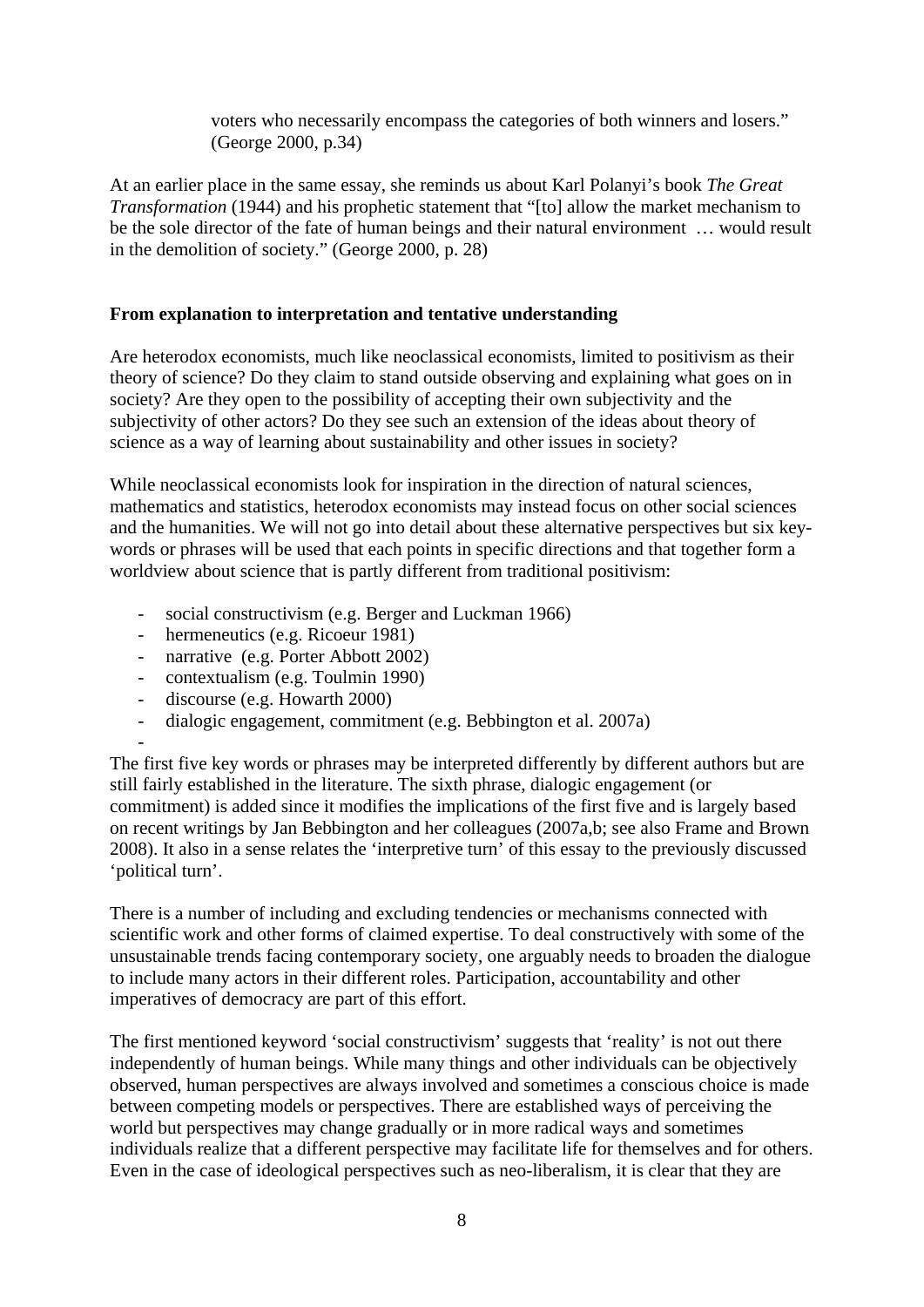> voters who necessarily encompass the categories of both winners and losers." (George 2000, p.34)

At an earlier place in the same essay, she reminds us about Karl Polanyi's book *The Great Transformation* (1944) and his prophetic statement that "[to] allow the market mechanism to be the sole director of the fate of human beings and their natural environment … would result in the demolition of society." (George 2000, p. 28)

**From explanation to interpretation and tentative understanding**

Are heterodox economists, much like neoclassical economists, limited to positivism as their theory of science? Do they claim to stand outside observing and explaining what goes on in society? Are they open to the possibility of accepting their own subjectivity and the subjectivity of other actors? Do they see such an extension of the ideas about theory of science as a way of learning about sustainability and other issues in society?

While neoclassical economists look for inspiration in the direction of natural sciences, mathematics and statistics, heterodox economists may instead focus on other social sciences and the humanities. We will not go into detail about these alternative perspectives but six key-words or phrases will be used that each points in specific directions and that together form a worldview about science that is partly different from traditional positivism:

- social constructivism (e.g. Berger and Luckman 1966)
- hermeneutics (e.g. Ricoeur 1981)
- narrative (e.g. Porter Abbott 2002)
- contextualism (e.g. Toulmin 1990)
- discourse (e.g. Howarth 2000)
- dialogic engagement, commitment (e.g. Bebbington et al. 2007a)

The first five key words or phrases may be interpreted differently by different authors but are still fairly established in the literature. The sixth phrase, dialogic engagement (or commitment) is added since it modifies the implications of the first five and is largely based on recent writings by Jan Bebbington and her colleagues (2007a,b; see also Frame and Brown 2008). It also in a sense relates the 'interpretive turn' of this essay to the previously discussed 'political turn'.

There is a number of including and excluding tendencies or mechanisms connected with scientific work and other forms of claimed expertise. To deal constructively with some of the unsustainable trends facing contemporary society, one arguably needs to broaden the dialogue to include many actors in their different roles. Participation, accountability and other imperatives of democracy are part of this effort.

The first mentioned keyword 'social constructivism' suggests that 'reality' is not out there independently of human beings. While many things and other individuals can be objectively observed, human perspectives are always involved and sometimes a conscious choice is made between competing models or perspectives. There are established ways of perceiving the world but perspectives may change gradually or in more radical ways and sometimes individuals realize that a different perspective may facilitate life for themselves and for others. Even in the case of ideological perspectives such as neo-liberalism, it is clear that they are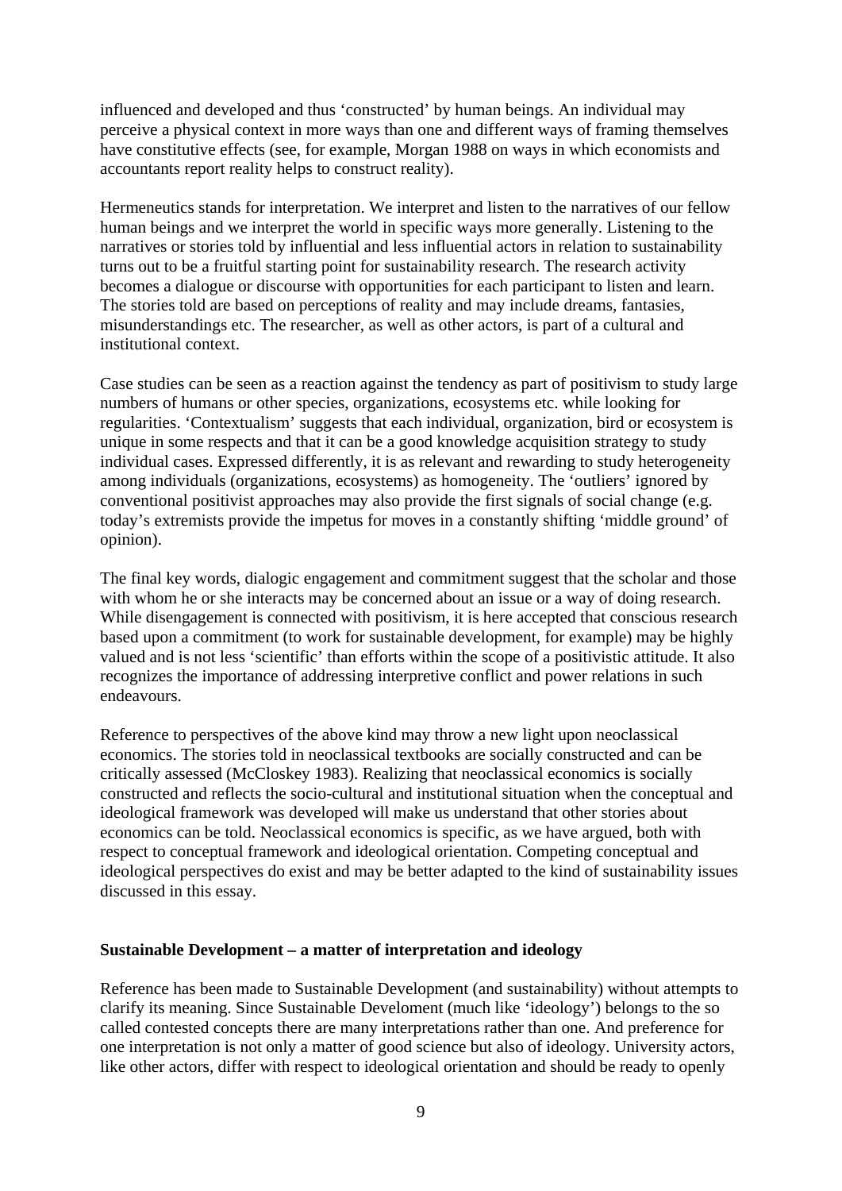influenced and developed and thus 'constructed' by human beings. An individual may perceive a physical context in more ways than one and different ways of framing themselves have constitutive effects (see, for example, Morgan 1988 on ways in which economists and accountants report reality helps to construct reality).

Hermeneutics stands for interpretation. We interpret and listen to the narratives of our fellow human beings and we interpret the world in specific ways more generally. Listening to the narratives or stories told by influential and less influential actors in relation to sustainability turns out to be a fruitful starting point for sustainability research. The research activity becomes a dialogue or discourse with opportunities for each participant to listen and learn. The stories told are based on perceptions of reality and may include dreams, fantasies, misunderstandings etc. The researcher, as well as other actors, is part of a cultural and institutional context.

Case studies can be seen as a reaction against the tendency as part of positivism to study large numbers of humans or other species, organizations, ecosystems etc. while looking for regularities. 'Contextualism' suggests that each individual, organization, bird or ecosystem is unique in some respects and that it can be a good knowledge acquisition strategy to study individual cases. Expressed differently, it is as relevant and rewarding to study heterogeneity among individuals (organizations, ecosystems) as homogeneity. The 'outliers' ignored by conventional positivist approaches may also provide the first signals of social change (e.g. today's extremists provide the impetus for moves in a constantly shifting 'middle ground' of opinion).

The final key words, dialogic engagement and commitment suggest that the scholar and those with whom he or she interacts may be concerned about an issue or a way of doing research. While disengagement is connected with positivism, it is here accepted that conscious research based upon a commitment (to work for sustainable development, for example) may be highly valued and is not less 'scientific' than efforts within the scope of a positivistic attitude. It also recognizes the importance of addressing interpretive conflict and power relations in such endeavours.

Reference to perspectives of the above kind may throw a new light upon neoclassical economics. The stories told in neoclassical textbooks are socially constructed and can be critically assessed (McCloskey 1983). Realizing that neoclassical economics is socially constructed and reflects the socio-cultural and institutional situation when the conceptual and ideological framework was developed will make us understand that other stories about economics can be told. Neoclassical economics is specific, as we have argued, both with respect to conceptual framework and ideological orientation. Competing conceptual and ideological perspectives do exist and may be better adapted to the kind of sustainability issues discussed in this essay.

## Sustainable Development – a matter of interpretation and ideology

Reference has been made to Sustainable Development (and sustainability) without attempts to clarify its meaning. Since Sustainable Develoment (much like 'ideology') belongs to the so called contested concepts there are many interpretations rather than one. And preference for one interpretation is not only a matter of good science but also of ideology. University actors, like other actors, differ with respect to ideological orientation and should be ready to openly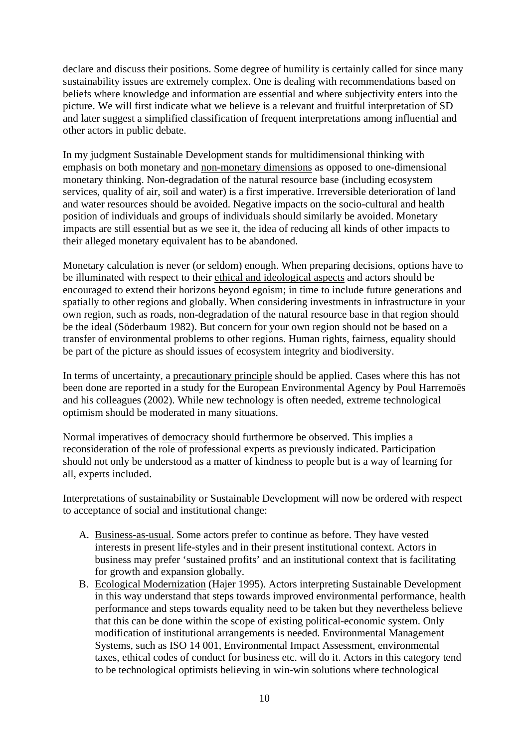declare and discuss their positions. Some degree of humility is certainly called for since many sustainability issues are extremely complex. One is dealing with recommendations based on beliefs where knowledge and information are essential and where subjectivity enters into the picture. We will first indicate what we believe is a relevant and fruitful interpretation of SD and later suggest a simplified classification of frequent interpretations among influential and other actors in public debate.

In my judgment Sustainable Development stands for multidimensional thinking with emphasis on both monetary and <u>non-monetary dimensions</u> as opposed to one-dimensional monetary thinking. Non-degradation of the natural resource base (including ecosystem services, quality of air, soil and water) is a first imperative. Irreversible deterioration of land and water resources should be avoided. Negative impacts on the socio-cultural and health position of individuals and groups of individuals should similarly be avoided. Monetary impacts are still essential but as we see it, the idea of reducing all kinds of other impacts to their alleged monetary equivalent has to be abandoned.

Monetary calculation is never (or seldom) enough. When preparing decisions, options have to be illuminated with respect to their <u>ethical and ideological aspects</u> and actors should be encouraged to extend their horizons beyond egoism; in time to include future generations and spatially to other regions and globally. When considering investments in infrastructure in your own region, such as roads, non-degradation of the natural resource base in that region should be the ideal (Söderbaum 1982). But concern for your own region should not be based on a transfer of environmental problems to other regions. Human rights, fairness, equality should be part of the picture as should issues of ecosystem integrity and biodiversity.

In terms of uncertainty, a <u>precautionary principle</u> should be applied. Cases where this has not been done are reported in a study for the European Environmental Agency by Poul Harremoës and his colleagues (2002). While new technology is often needed, extreme technological optimism should be moderated in many situations.

Normal imperatives of <u>democracy</u> should furthermore be observed. This implies a reconsideration of the role of professional experts as previously indicated. Participation should not only be understood as a matter of kindness to people but is a way of learning for all, experts included.

Interpretations of sustainability or Sustainable Development will now be ordered with respect to acceptance of social and institutional change:

A. <u>Business-as-usual</u>. Some actors prefer to continue as before. They have vested interests in present life-styles and in their present institutional context. Actors in business may prefer 'sustained profits' and an institutional context that is facilitating for growth and expansion globally.
B. <u>Ecological Modernization</u> (Hajer 1995). Actors interpreting Sustainable Development in this way understand that steps towards improved environmental performance, health performance and steps towards equality need to be taken but they nevertheless believe that this can be done within the scope of existing political-economic system. Only modification of institutional arrangements is needed. Environmental Management Systems, such as ISO 14 001, Environmental Impact Assessment, environmental taxes, ethical codes of conduct for business etc. will do it. Actors in this category tend to be technological optimists believing in win-win solutions where technological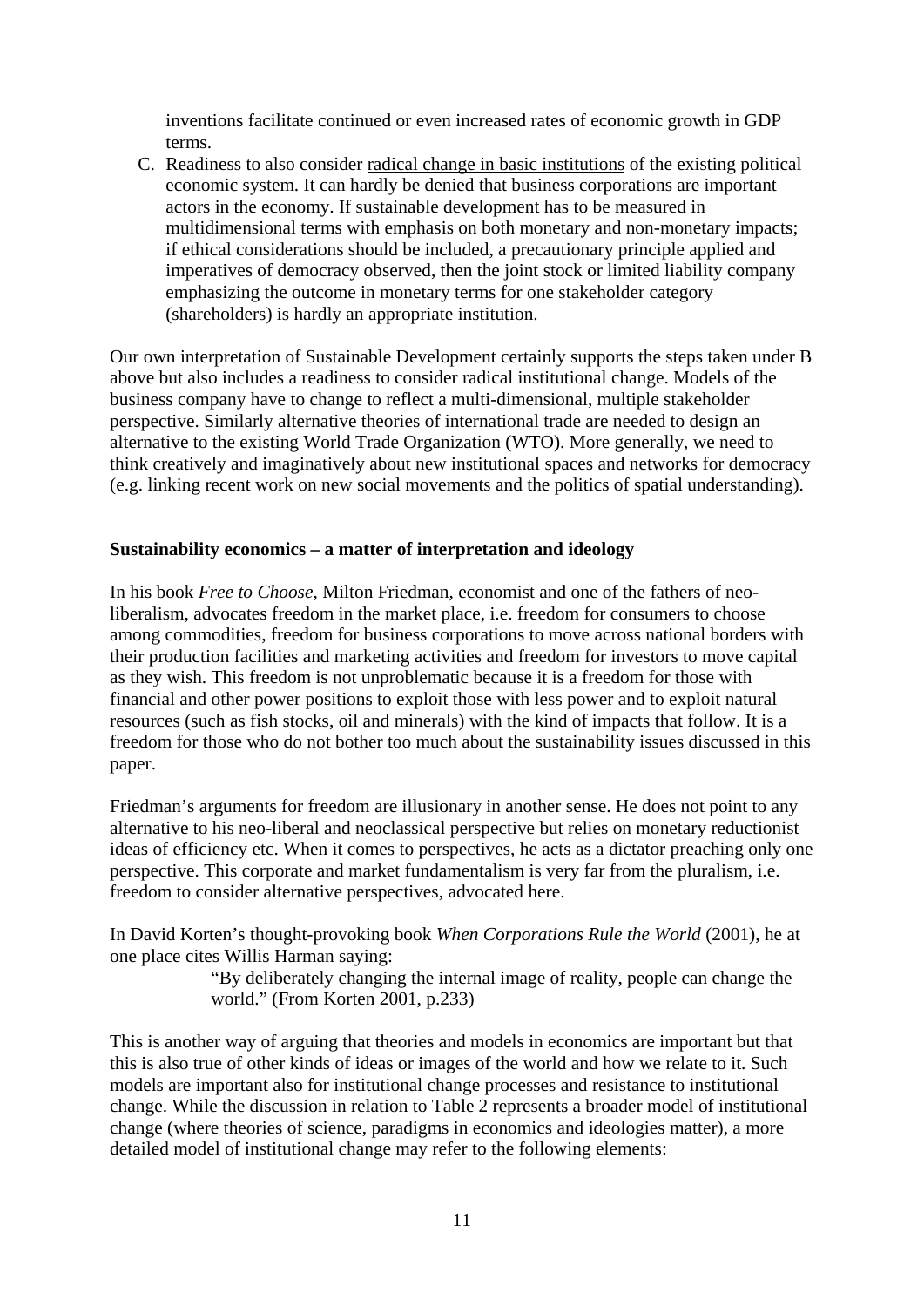inventions facilitate continued or even increased rates of economic growth in GDP terms.

C. Readiness to also consider radical change in basic institutions of the existing political economic system. It can hardly be denied that business corporations are important actors in the economy. If sustainable development has to be measured in multidimensional terms with emphasis on both monetary and non-monetary impacts; if ethical considerations should be included, a precautionary principle applied and imperatives of democracy observed, then the joint stock or limited liability company emphasizing the outcome in monetary terms for one stakeholder category (shareholders) is hardly an appropriate institution.

Our own interpretation of Sustainable Development certainly supports the steps taken under B above but also includes a readiness to consider radical institutional change. Models of the business company have to change to reflect a multi-dimensional, multiple stakeholder perspective. Similarly alternative theories of international trade are needed to design an alternative to the existing World Trade Organization (WTO). More generally, we need to think creatively and imaginatively about new institutional spaces and networks for democracy (e.g. linking recent work on new social movements and the politics of spatial understanding).

### Sustainability economics – a matter of interpretation and ideology

In his book *Free to Choose*, Milton Friedman, economist and one of the fathers of neo-liberalism, advocates freedom in the market place, i.e. freedom for consumers to choose among commodities, freedom for business corporations to move across national borders with their production facilities and marketing activities and freedom for investors to move capital as they wish. This freedom is not unproblematic because it is a freedom for those with financial and other power positions to exploit those with less power and to exploit natural resources (such as fish stocks, oil and minerals) with the kind of impacts that follow. It is a freedom for those who do not bother too much about the sustainability issues discussed in this paper.

Friedman's arguments for freedom are illusionary in another sense. He does not point to any alternative to his neo-liberal and neoclassical perspective but relies on monetary reductionist ideas of efficiency etc. When it comes to perspectives, he acts as a dictator preaching only one perspective. This corporate and market fundamentalism is very far from the pluralism, i.e. freedom to consider alternative perspectives, advocated here.

In David Korten's thought-provoking book *When Corporations Rule the World* (2001), he at one place cites Willis Harman saying:

> "By deliberately changing the internal image of reality, people can change the world." (From Korten 2001, p.233)

This is another way of arguing that theories and models in economics are important but that this is also true of other kinds of ideas or images of the world and how we relate to it. Such models are important also for institutional change processes and resistance to institutional change. While the discussion in relation to Table 2 represents a broader model of institutional change (where theories of science, paradigms in economics and ideologies matter), a more detailed model of institutional change may refer to the following elements: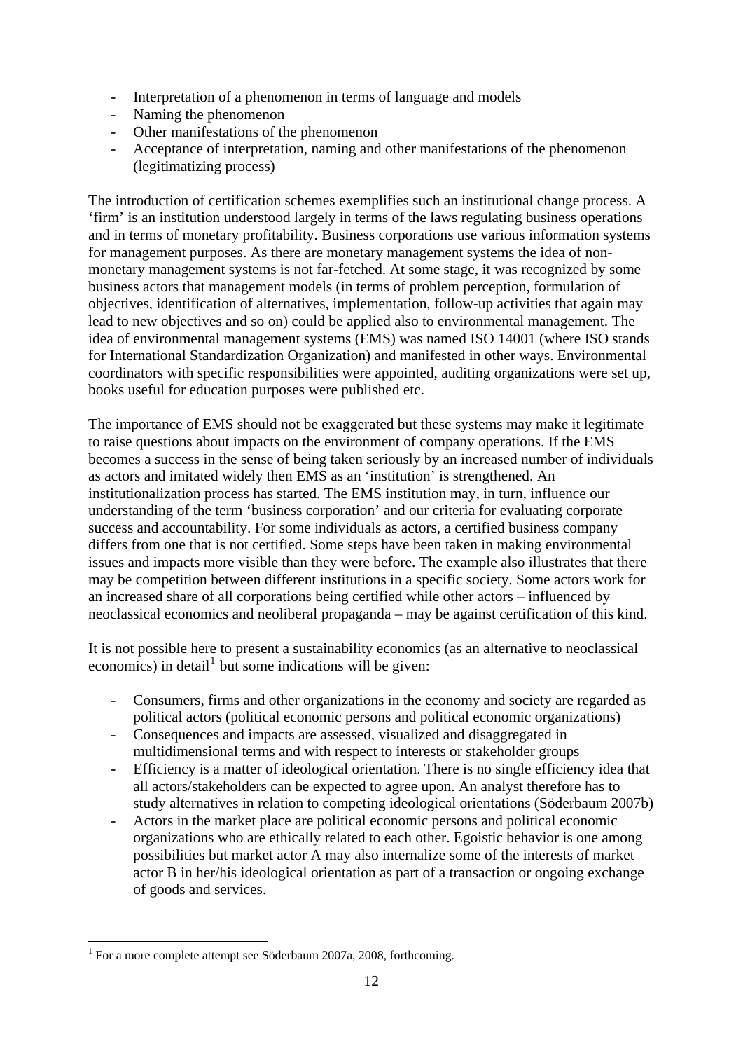- Interpretation of a phenomenon in terms of language and models
- Naming the phenomenon
- Other manifestations of the phenomenon
- Acceptance of interpretation, naming and other manifestations of the phenomenon (legitimatizing process)

The introduction of certification schemes exemplifies such an institutional change process. A 'firm' is an institution understood largely in terms of the laws regulating business operations and in terms of monetary profitability. Business corporations use various information systems for management purposes. As there are monetary management systems the idea of non-monetary management systems is not far-fetched. At some stage, it was recognized by some business actors that management models (in terms of problem perception, formulation of objectives, identification of alternatives, implementation, follow-up activities that again may lead to new objectives and so on) could be applied also to environmental management. The idea of environmental management systems (EMS) was named ISO 14001 (where ISO stands for International Standardization Organization) and manifested in other ways. Environmental coordinators with specific responsibilities were appointed, auditing organizations were set up, books useful for education purposes were published etc.

The importance of EMS should not be exaggerated but these systems may make it legitimate to raise questions about impacts on the environment of company operations. If the EMS becomes a success in the sense of being taken seriously by an increased number of individuals as actors and imitated widely then EMS as an 'institution' is strengthened. An institutionalization process has started. The EMS institution may, in turn, influence our understanding of the term 'business corporation' and our criteria for evaluating corporate success and accountability. For some individuals as actors, a certified business company differs from one that is not certified. Some steps have been taken in making environmental issues and impacts more visible than they were before. The example also illustrates that there may be competition between different institutions in a specific society. Some actors work for an increased share of all corporations being certified while other actors – influenced by neoclassical economics and neoliberal propaganda – may be against certification of this kind.

It is not possible here to present a sustainability economics (as an alternative to neoclassical economics) in detail[1] but some indications will be given:

- Consumers, firms and other organizations in the economy and society are regarded as political actors (political economic persons and political economic organizations)
- Consequences and impacts are assessed, visualized and disaggregated in multidimensional terms and with respect to interests or stakeholder groups
- Efficiency is a matter of ideological orientation. There is no single efficiency idea that all actors/stakeholders can be expected to agree upon. An analyst therefore has to study alternatives in relation to competing ideological orientations (Söderbaum 2007b)
- Actors in the market place are political economic persons and political economic organizations who are ethically related to each other. Egoistic behavior is one among possibilities but market actor A may also internalize some of the interests of market actor B in her/his ideological orientation as part of a transaction or ongoing exchange of goods and services.

[1] For a more complete attempt see Söderbaum 2007a, 2008, forthcoming.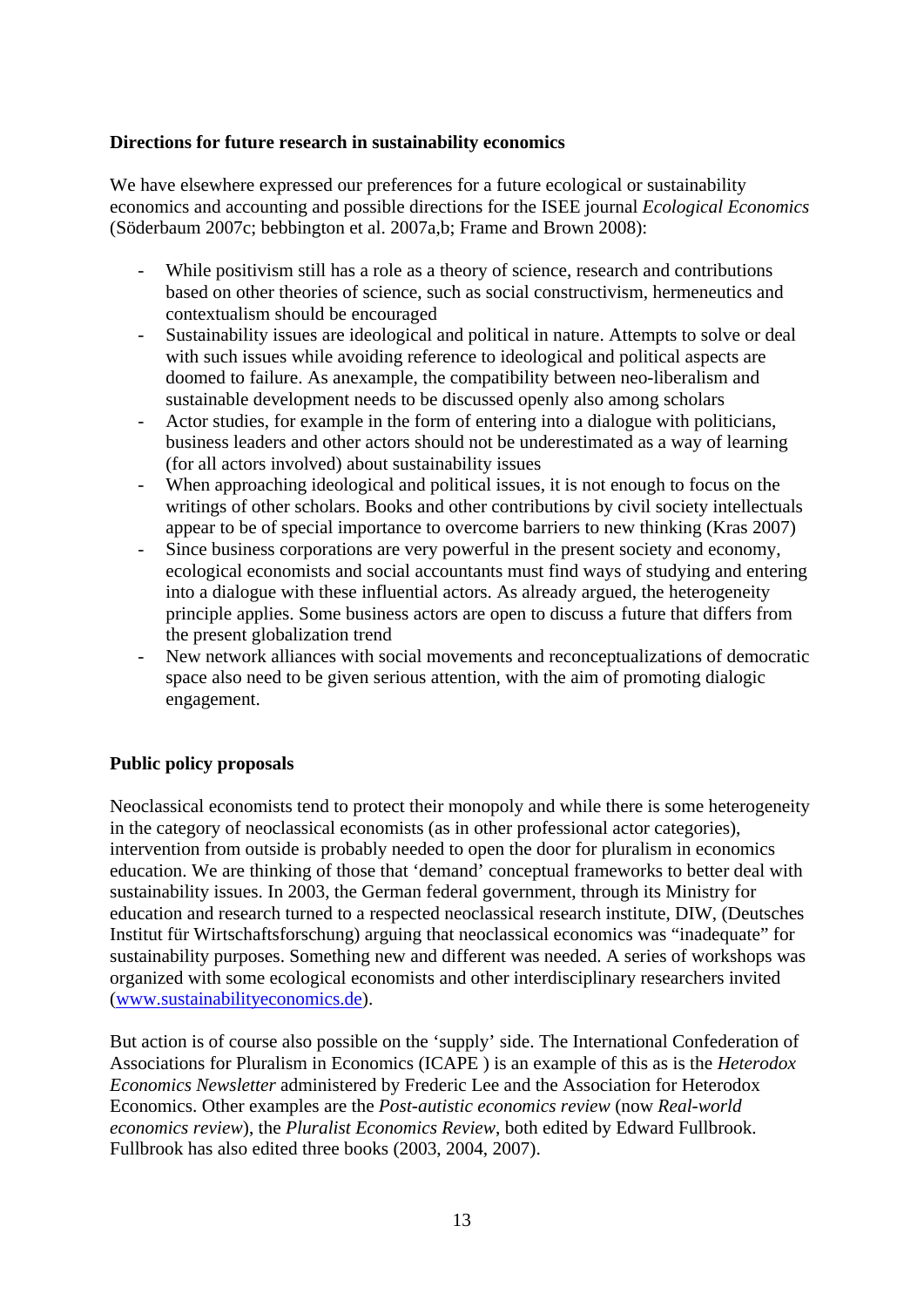**Directions for future research in sustainability economics**

We have elsewhere expressed our preferences for a future ecological or sustainability economics and accounting and possible directions for the ISEE journal *Ecological Economics* (Söderbaum 2007c; bebbington et al. 2007a,b; Frame and Brown 2008):

- While positivism still has a role as a theory of science, research and contributions based on other theories of science, such as social constructivism, hermeneutics and contextualism should be encouraged
- Sustainability issues are ideological and political in nature. Attempts to solve or deal with such issues while avoiding reference to ideological and political aspects are doomed to failure. As anexample, the compatibility between neo-liberalism and sustainable development needs to be discussed openly also among scholars
- Actor studies, for example in the form of entering into a dialogue with politicians, business leaders and other actors should not be underestimated as a way of learning (for all actors involved) about sustainability issues
- When approaching ideological and political issues, it is not enough to focus on the writings of other scholars. Books and other contributions by civil society intellectuals appear to be of special importance to overcome barriers to new thinking (Kras 2007)
- Since business corporations are very powerful in the present society and economy, ecological economists and social accountants must find ways of studying and entering into a dialogue with these influential actors. As already argued, the heterogeneity principle applies. Some business actors are open to discuss a future that differs from the present globalization trend
- New network alliances with social movements and reconceptualizations of democratic space also need to be given serious attention, with the aim of promoting dialogic engagement.

**Public policy proposals**

Neoclassical economists tend to protect their monopoly and while there is some heterogeneity in the category of neoclassical economists (as in other professional actor categories), intervention from outside is probably needed to open the door for pluralism in economics education. We are thinking of those that 'demand' conceptual frameworks to better deal with sustainability issues. In 2003, the German federal government, through its Ministry for education and research turned to a respected neoclassical research institute, DIW, (Deutsches Institut für Wirtschaftsforschung) arguing that neoclassical economics was "inadequate" for sustainability purposes. Something new and different was needed. A series of workshops was organized with some ecological economists and other interdisciplinary researchers invited (www.sustainabilityeconomics.de).

But action is of course also possible on the 'supply' side. The International Confederation of Associations for Pluralism in Economics (ICAPE ) is an example of this as is the *Heterodox Economics Newsletter* administered by Frederic Lee and the Association for Heterodox Economics. Other examples are the *Post-autistic economics review* (now *Real-world economics review*), the *Pluralist Economics Review*, both edited by Edward Fullbrook. Fullbrook has also edited three books (2003, 2004, 2007).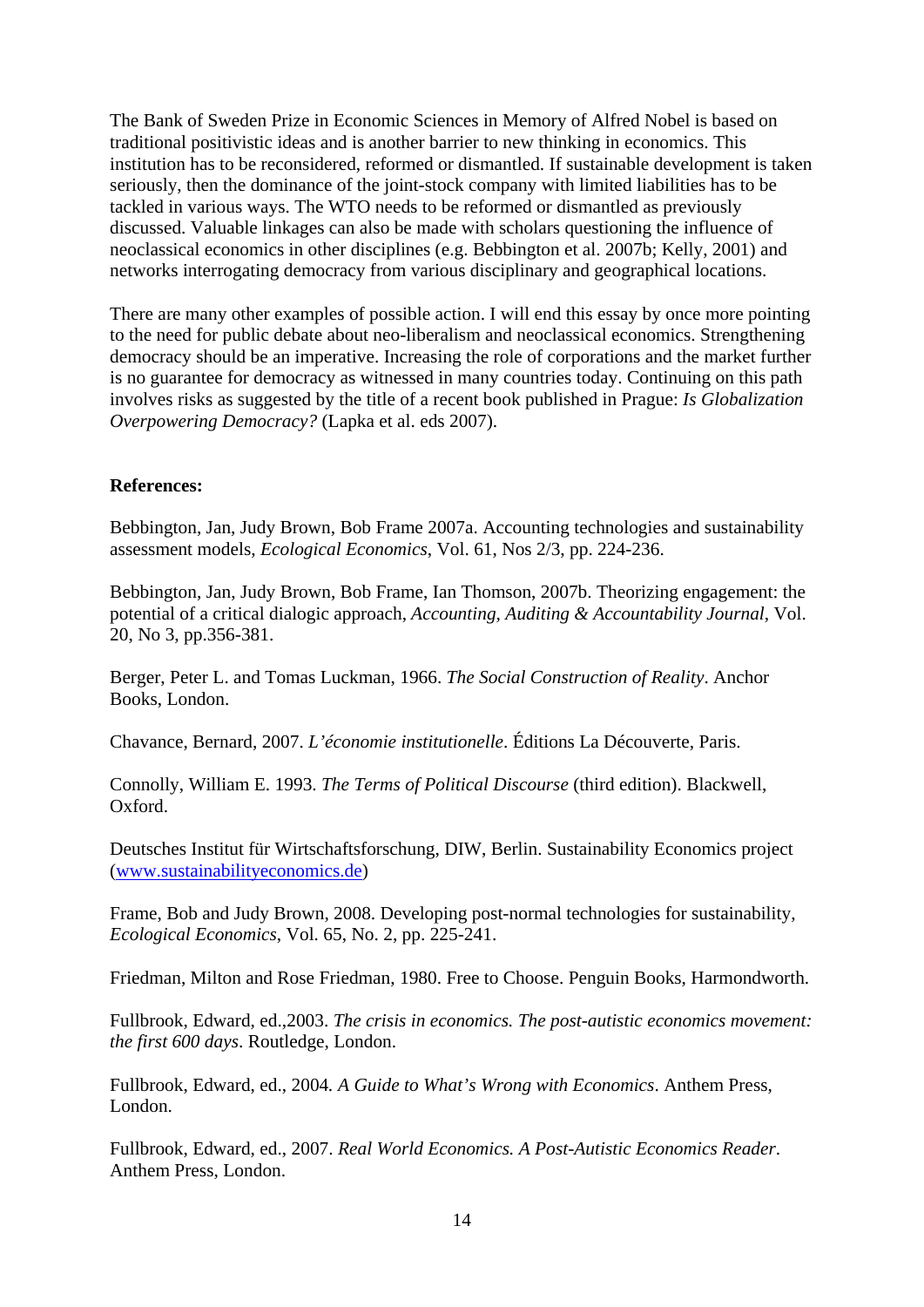The Bank of Sweden Prize in Economic Sciences in Memory of Alfred Nobel is based on traditional positivistic ideas and is another barrier to new thinking in economics. This institution has to be reconsidered, reformed or dismantled. If sustainable development is taken seriously, then the dominance of the joint-stock company with limited liabilities has to be tackled in various ways. The WTO needs to be reformed or dismantled as previously discussed. Valuable linkages can also be made with scholars questioning the influence of neoclassical economics in other disciplines (e.g. Bebbington et al. 2007b; Kelly, 2001) and networks interrogating democracy from various disciplinary and geographical locations.

There are many other examples of possible action. I will end this essay by once more pointing to the need for public debate about neo-liberalism and neoclassical economics. Strengthening democracy should be an imperative. Increasing the role of corporations and the market further is no guarantee for democracy as witnessed in many countries today. Continuing on this path involves risks as suggested by the title of a recent book published in Prague: *Is Globalization Overpowering Democracy?* (Lapka et al. eds 2007).

**References:**

Bebbington, Jan, Judy Brown, Bob Frame 2007a. Accounting technologies and sustainability assessment models, *Ecological Economics*, Vol. 61, Nos 2/3, pp. 224-236.

Bebbington, Jan, Judy Brown, Bob Frame, Ian Thomson, 2007b. Theorizing engagement: the potential of a critical dialogic approach, *Accounting, Auditing & Accountability Journal*, Vol. 20, No 3, pp.356-381.

Berger, Peter L. and Tomas Luckman, 1966. *The Social Construction of Reality*. Anchor Books, London.

Chavance, Bernard, 2007. *L'économie institutionelle*. Éditions La Découverte, Paris.

Connolly, William E. 1993. *The Terms of Political Discourse* (third edition). Blackwell, Oxford.

Deutsches Institut für Wirtschaftsforschung, DIW, Berlin. Sustainability Economics project (www.sustainabilityeconomics.de)

Frame, Bob and Judy Brown, 2008. Developing post-normal technologies for sustainability, *Ecological Economics*, Vol. 65, No. 2, pp. 225-241.

Friedman, Milton and Rose Friedman, 1980. Free to Choose. Penguin Books, Harmondworth.

Fullbrook, Edward, ed.,2003. *The crisis in economics. The post-autistic economics movement: the first 600 days*. Routledge, London.

Fullbrook, Edward, ed., 2004. *A Guide to What's Wrong with Economics*. Anthem Press, London.

Fullbrook, Edward, ed., 2007. *Real World Economics. A Post-Autistic Economics Reader*. Anthem Press, London.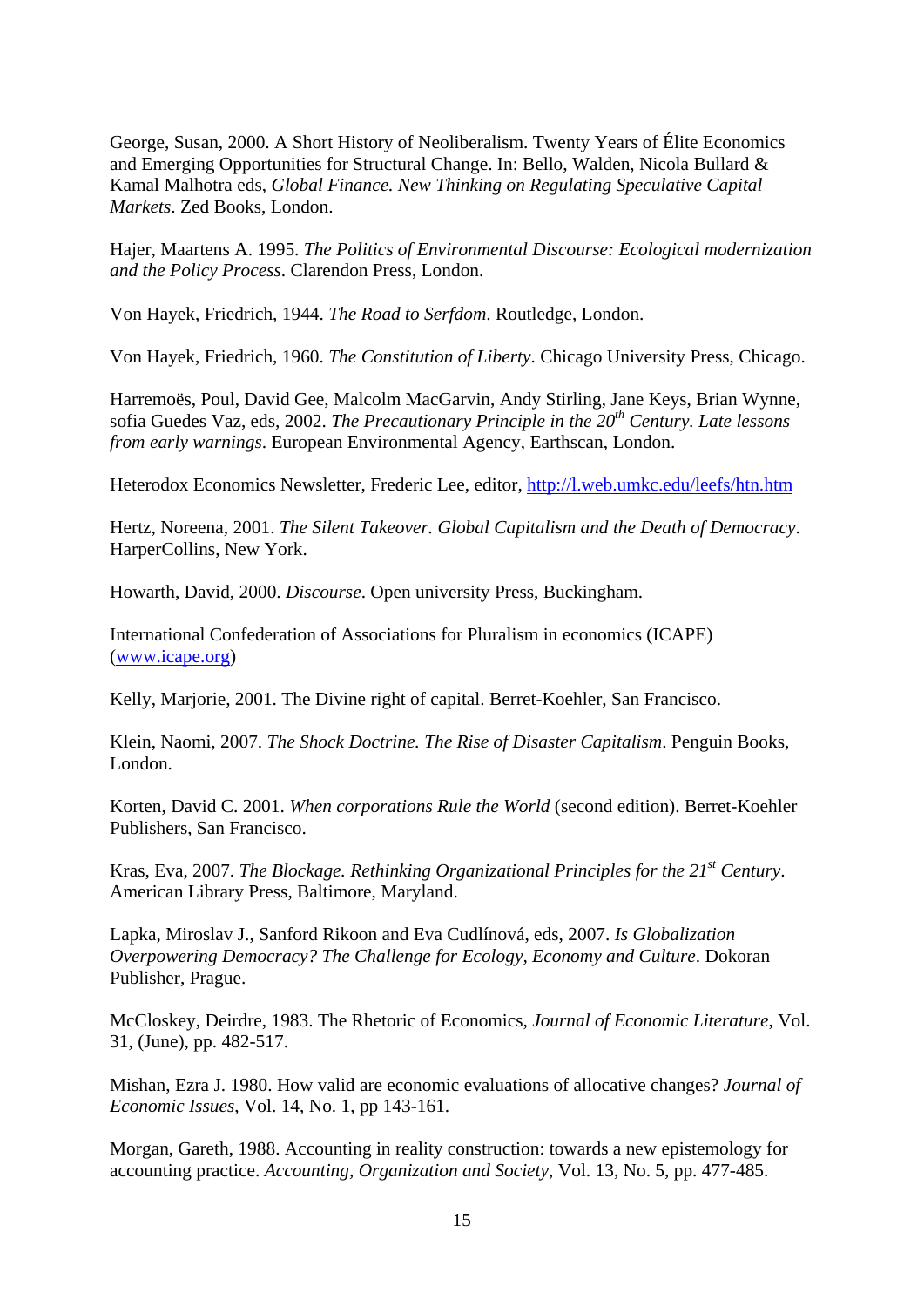George, Susan, 2000. A Short History of Neoliberalism. Twenty Years of Élite Economics and Emerging Opportunities for Structural Change. In: Bello, Walden, Nicola Bullard & Kamal Malhotra eds, *Global Finance. New Thinking on Regulating Speculative Capital Markets*. Zed Books, London.

Hajer, Maartens A. 1995. *The Politics of Environmental Discourse: Ecological modernization and the Policy Process*. Clarendon Press, London.

Von Hayek, Friedrich, 1944. *The Road to Serfdom*. Routledge, London.

Von Hayek, Friedrich, 1960. *The Constitution of Liberty*. Chicago University Press, Chicago.

Harremoës, Poul, David Gee, Malcolm MacGarvin, Andy Stirling, Jane Keys, Brian Wynne, sofia Guedes Vaz, eds, 2002. *The Precautionary Principle in the 20th Century. Late lessons from early warnings*. European Environmental Agency, Earthscan, London.

Heterodox Economics Newsletter, Frederic Lee, editor, http://l.web.umkc.edu/leefs/htn.htm

Hertz, Noreena, 2001. *The Silent Takeover. Global Capitalism and the Death of Democracy*. HarperCollins, New York.

Howarth, David, 2000. *Discourse*. Open university Press, Buckingham.

International Confederation of Associations for Pluralism in economics (ICAPE) (www.icape.org)

Kelly, Marjorie, 2001. The Divine right of capital. Berret-Koehler, San Francisco.

Klein, Naomi, 2007. *The Shock Doctrine. The Rise of Disaster Capitalism*. Penguin Books, London.

Korten, David C. 2001. *When corporations Rule the World* (second edition). Berret-Koehler Publishers, San Francisco.

Kras, Eva, 2007. *The Blockage. Rethinking Organizational Principles for the 21st Century*. American Library Press, Baltimore, Maryland.

Lapka, Miroslav J., Sanford Rikoon and Eva Cudlínová, eds, 2007. *Is Globalization Overpowering Democracy? The Challenge for Ecology, Economy and Culture*. Dokoran Publisher, Prague.

McCloskey, Deirdre, 1983. The Rhetoric of Economics, *Journal of Economic Literature*, Vol. 31, (June), pp. 482-517.

Mishan, Ezra J. 1980. How valid are economic evaluations of allocative changes? *Journal of Economic Issues*, Vol. 14, No. 1, pp 143-161.

Morgan, Gareth, 1988. Accounting in reality construction: towards a new epistemology for accounting practice. *Accounting, Organization and Society*, Vol. 13, No. 5, pp. 477-485.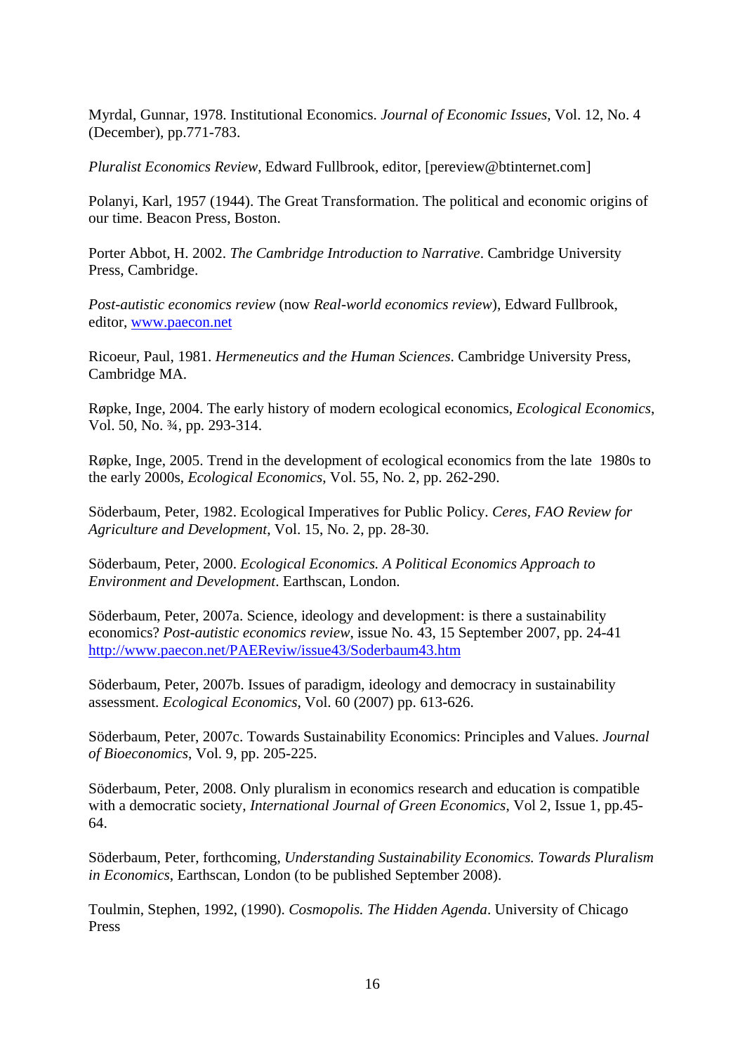Myrdal, Gunnar, 1978. Institutional Economics. *Journal of Economic Issues*, Vol. 12, No. 4 (December), pp.771-783.

*Pluralist Economics Review*, Edward Fullbrook, editor, [pereview@btinternet.com]

Polanyi, Karl, 1957 (1944). The Great Transformation. The political and economic origins of our time. Beacon Press, Boston.

Porter Abbot, H. 2002. *The Cambridge Introduction to Narrative*. Cambridge University Press, Cambridge.

*Post-autistic economics review* (now *Real-world economics review*), Edward Fullbrook, editor, [www.paecon.net](www.paecon.net)

Ricoeur, Paul, 1981. *Hermeneutics and the Human Sciences*. Cambridge University Press, Cambridge MA.

Røpke, Inge, 2004. The early history of modern ecological economics, *Ecological Economics*, Vol. 50, No. ¾, pp. 293-314.

Røpke, Inge, 2005. Trend in the development of ecological economics from the late 1980s to the early 2000s, *Ecological Economics*, Vol. 55, No. 2, pp. 262-290.

Söderbaum, Peter, 1982. Ecological Imperatives for Public Policy. *Ceres, FAO Review for Agriculture and Development*, Vol. 15, No. 2, pp. 28-30.

Söderbaum, Peter, 2000. *Ecological Economics. A Political Economics Approach to Environment and Development*. Earthscan, London.

Söderbaum, Peter, 2007a. Science, ideology and development: is there a sustainability economics? *Post-autistic economics review*, issue No. 43, 15 September 2007, pp. 24-41 [http://www.paecon.net/PAEReviw/issue43/Soderbaum43.htm](http://www.paecon.net/PAEReviw/issue43/Soderbaum43.htm)

Söderbaum, Peter, 2007b. Issues of paradigm, ideology and democracy in sustainability assessment. *Ecological Economics*, Vol. 60 (2007) pp. 613-626.

Söderbaum, Peter, 2007c. Towards Sustainability Economics: Principles and Values. *Journal of Bioeconomics*, Vol. 9, pp. 205-225.

Söderbaum, Peter, 2008. Only pluralism in economics research and education is compatible with a democratic society, *International Journal of Green Economics*, Vol 2, Issue 1, pp.45-64.

Söderbaum, Peter, forthcoming, *Understanding Sustainability Economics. Towards Pluralism in Economics*, Earthscan, London (to be published September 2008).

Toulmin, Stephen, 1992, (1990). *Cosmopolis. The Hidden Agenda*. University of Chicago Press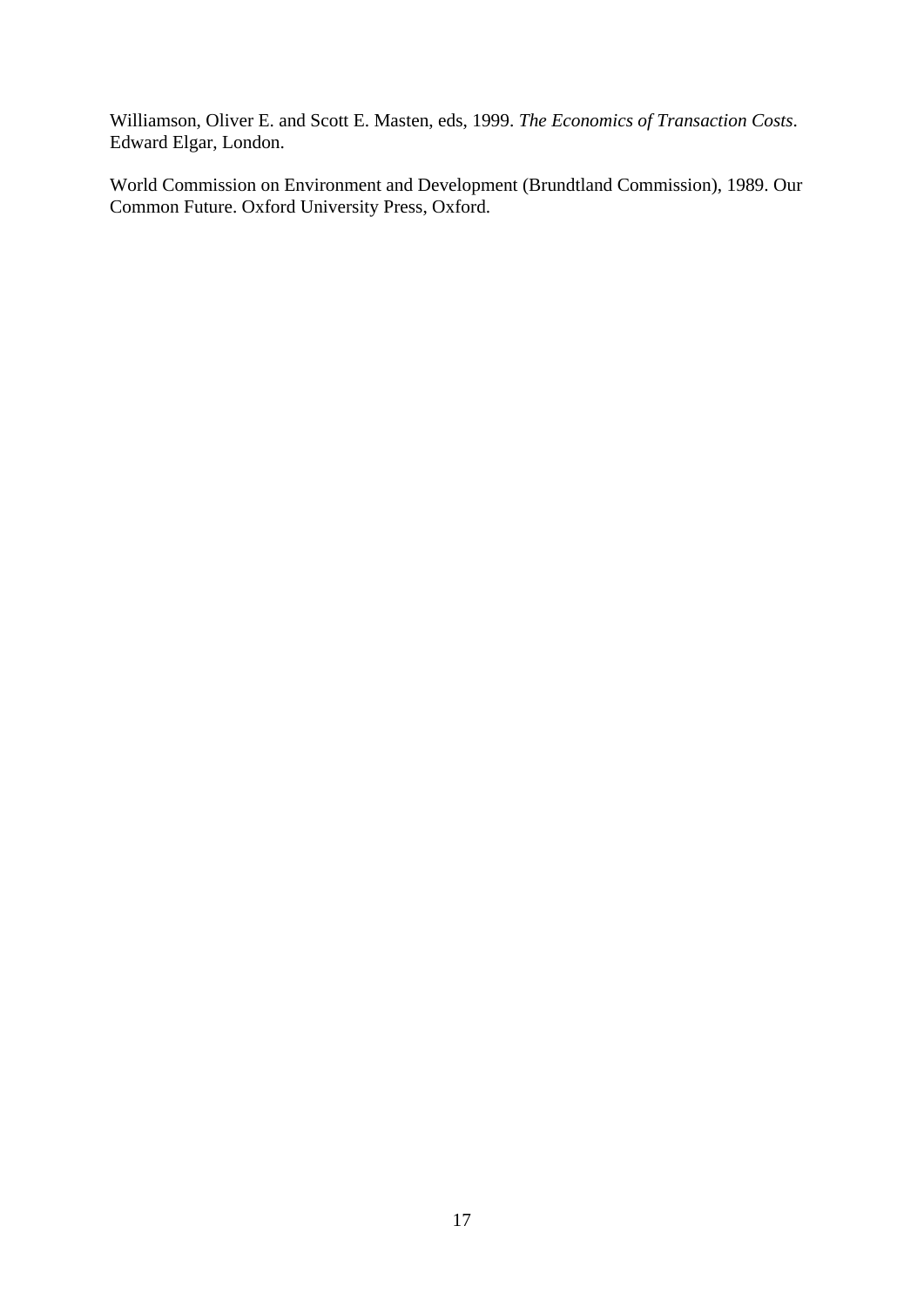Williamson, Oliver E. and Scott E. Masten, eds, 1999. *The Economics of Transaction Costs*. Edward Elgar, London.

World Commission on Environment and Development (Brundtland Commission), 1989. Our Common Future. Oxford University Press, Oxford.